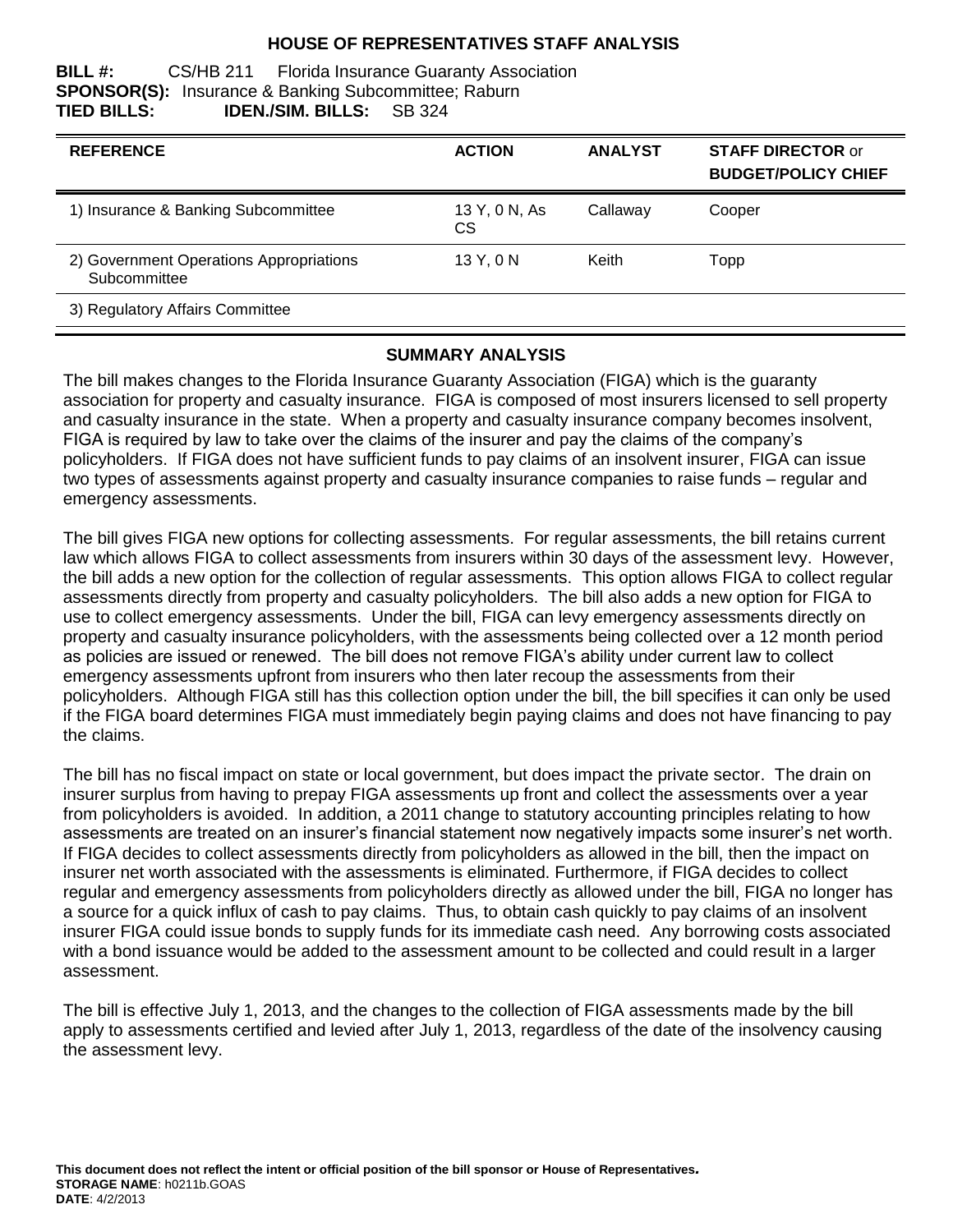# HOUSE OF REPRESENTATIVES STAFF ANALYSIS

**BILL #:** CS/HB 211 Florida Insurance Guaranty Association
**SPONSOR(S):** Insurance & Banking Subcommittee; Raburn
**TIED BILLS:** **IDEN./SIM. BILLS:** SB 324

| REFERENCE | ACTION | ANALYST | STAFF DIRECTOR or BUDGET/POLICY CHIEF |
|---|---|---|---|
| 1) Insurance & Banking Subcommittee | 13 Y, 0 N, As CS | Callaway | Cooper |
| 2) Government Operations Appropriations Subcommittee | 13 Y, 0 N | Keith | Topp |
| 3) Regulatory Affairs Committee | | | |

## SUMMARY ANALYSIS

The bill makes changes to the Florida Insurance Guaranty Association (FIGA) which is the guaranty association for property and casualty insurance. FIGA is composed of most insurers licensed to sell property and casualty insurance in the state. When a property and casualty insurance company becomes insolvent, FIGA is required by law to take over the claims of the insurer and pay the claims of the company's policyholders. If FIGA does not have sufficient funds to pay claims of an insolvent insurer, FIGA can issue two types of assessments against property and casualty insurance companies to raise funds – regular and emergency assessments.

The bill gives FIGA new options for collecting assessments. For regular assessments, the bill retains current law which allows FIGA to collect assessments from insurers within 30 days of the assessment levy. However, the bill adds a new option for the collection of regular assessments. This option allows FIGA to collect regular assessments directly from property and casualty policyholders. The bill also adds a new option for FIGA to use to collect emergency assessments. Under the bill, FIGA can levy emergency assessments directly on property and casualty insurance policyholders, with the assessments being collected over a 12 month period as policies are issued or renewed. The bill does not remove FIGA's ability under current law to collect emergency assessments upfront from insurers who then later recoup the assessments from their policyholders. Although FIGA still has this collection option under the bill, the bill specifies it can only be used if the FIGA board determines FIGA must immediately begin paying claims and does not have financing to pay the claims.

The bill has no fiscal impact on state or local government, but does impact the private sector. The drain on insurer surplus from having to prepay FIGA assessments up front and collect the assessments over a year from policyholders is avoided. In addition, a 2011 change to statutory accounting principles relating to how assessments are treated on an insurer's financial statement now negatively impacts some insurer's net worth. If FIGA decides to collect assessments directly from policyholders as allowed in the bill, then the impact on insurer net worth associated with the assessments is eliminated. Furthermore, if FIGA decides to collect regular and emergency assessments from policyholders directly as allowed under the bill, FIGA no longer has a source for a quick influx of cash to pay claims. Thus, to obtain cash quickly to pay claims of an insolvent insurer FIGA could issue bonds to supply funds for its immediate cash need. Any borrowing costs associated with a bond issuance would be added to the assessment amount to be collected and could result in a larger assessment.

The bill is effective July 1, 2013, and the changes to the collection of FIGA assessments made by the bill apply to assessments certified and levied after July 1, 2013, regardless of the date of the insolvency causing the assessment levy.

**This document does not reflect the intent or official position of the bill sponsor or House of Representatives.**
**STORAGE NAME**: h0211b.GOAS
**DATE**: 4/2/2013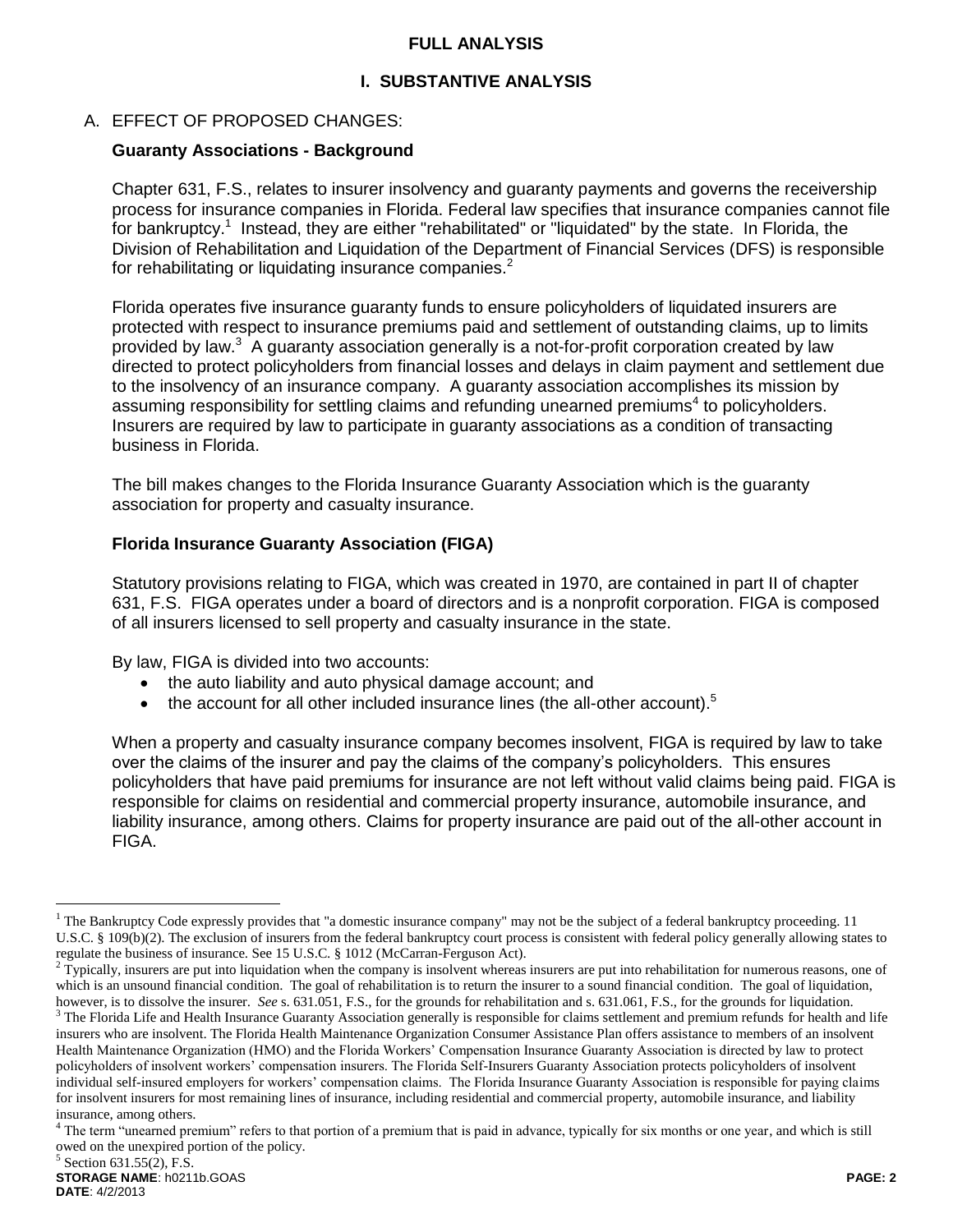## FULL ANALYSIS

## I. SUBSTANTIVE ANALYSIS

### A. EFFECT OF PROPOSED CHANGES:

**Guaranty Associations - Background**

Chapter 631, F.S., relates to insurer insolvency and guaranty payments and governs the receivership process for insurance companies in Florida. Federal law specifies that insurance companies cannot file for bankruptcy.[1] Instead, they are either "rehabilitated" or "liquidated" by the state. In Florida, the Division of Rehabilitation and Liquidation of the Department of Financial Services (DFS) is responsible for rehabilitating or liquidating insurance companies.[2]

Florida operates five insurance guaranty funds to ensure policyholders of liquidated insurers are protected with respect to insurance premiums paid and settlement of outstanding claims, up to limits provided by law.[3] A guaranty association generally is a not-for-profit corporation created by law directed to protect policyholders from financial losses and delays in claim payment and settlement due to the insolvency of an insurance company. A guaranty association accomplishes its mission by assuming responsibility for settling claims and refunding unearned premiums[4] to policyholders. Insurers are required by law to participate in guaranty associations as a condition of transacting business in Florida.

The bill makes changes to the Florida Insurance Guaranty Association which is the guaranty association for property and casualty insurance.

**Florida Insurance Guaranty Association (FIGA)**

Statutory provisions relating to FIGA, which was created in 1970, are contained in part II of chapter 631, F.S. FIGA operates under a board of directors and is a nonprofit corporation. FIGA is composed of all insurers licensed to sell property and casualty insurance in the state.

By law, FIGA is divided into two accounts:

- the auto liability and auto physical damage account; and
- the account for all other included insurance lines (the all-other account).[5]

When a property and casualty insurance company becomes insolvent, FIGA is required by law to take over the claims of the insurer and pay the claims of the company's policyholders. This ensures policyholders that have paid premiums for insurance are not left without valid claims being paid. FIGA is responsible for claims on residential and commercial property insurance, automobile insurance, and liability insurance, among others. Claims for property insurance are paid out of the all-other account in FIGA.

---

[1] The Bankruptcy Code expressly provides that "a domestic insurance company" may not be the subject of a federal bankruptcy proceeding. 11 U.S.C. § 109(b)(2). The exclusion of insurers from the federal bankruptcy court process is consistent with federal policy generally allowing states to regulate the business of insurance. See 15 U.S.C. § 1012 (McCarran-Ferguson Act).

[2] Typically, insurers are put into liquidation when the company is insolvent whereas insurers are put into rehabilitation for numerous reasons, one of which is an unsound financial condition. The goal of rehabilitation is to return the insurer to a sound financial condition. The goal of liquidation, however, is to dissolve the insurer. *See* s. 631.051, F.S., for the grounds for rehabilitation and s. 631.061, F.S., for the grounds for liquidation.

[3] The Florida Life and Health Insurance Guaranty Association generally is responsible for claims settlement and premium refunds for health and life insurers who are insolvent. The Florida Health Maintenance Organization Consumer Assistance Plan offers assistance to members of an insolvent Health Maintenance Organization (HMO) and the Florida Workers' Compensation Insurance Guaranty Association is directed by law to protect policyholders of insolvent workers' compensation insurers. The Florida Self-Insurers Guaranty Association protects policyholders of insolvent individual self-insured employers for workers' compensation claims. The Florida Insurance Guaranty Association is responsible for paying claims for insolvent insurers for most remaining lines of insurance, including residential and commercial property, automobile insurance, and liability insurance, among others.

[4] The term "unearned premium" refers to that portion of a premium that is paid in advance, typically for six months or one year, and which is still owed on the unexpired portion of the policy.

[5] Section 631.55(2), F.S.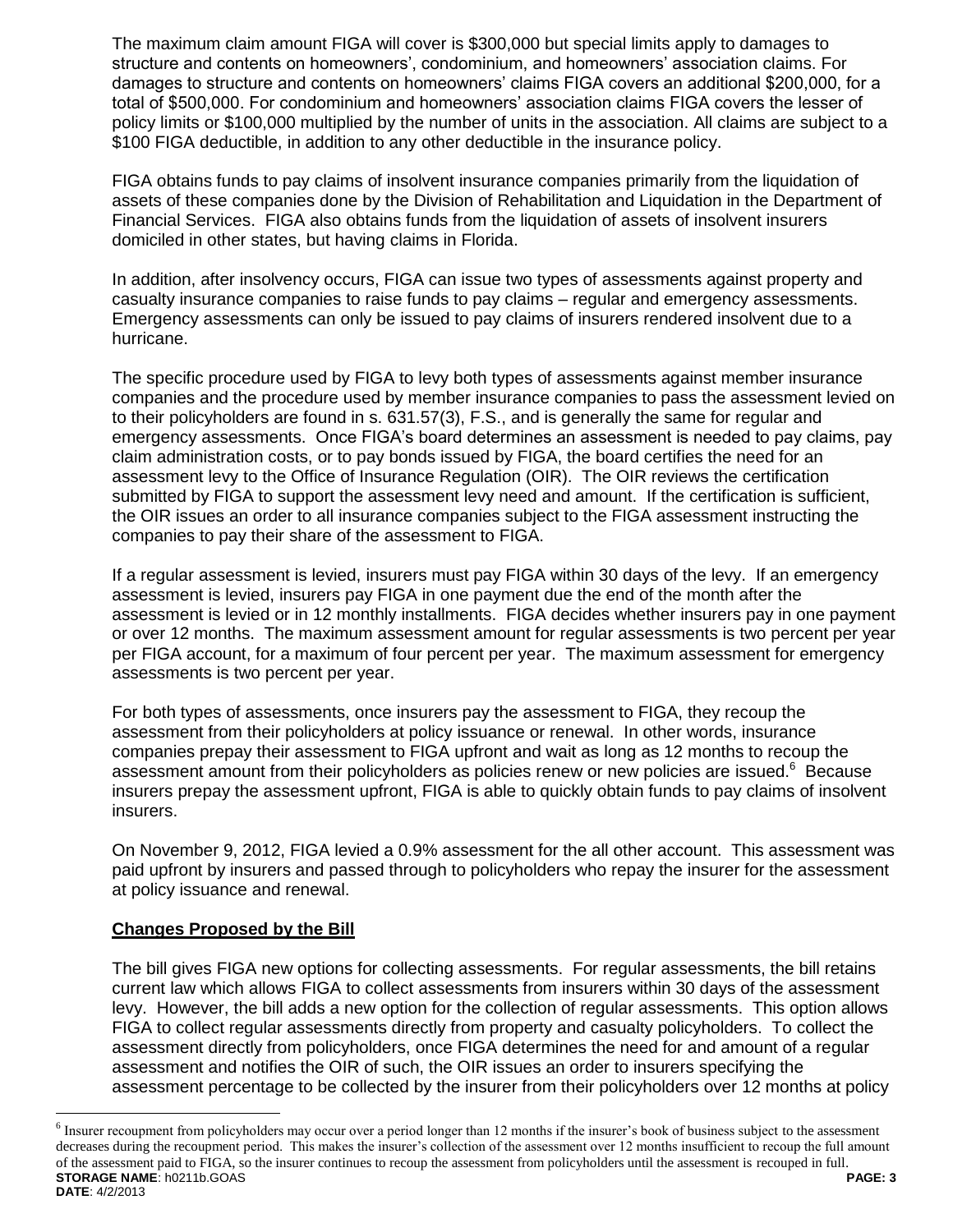The maximum claim amount FIGA will cover is $300,000 but special limits apply to damages to structure and contents on homeowners', condominium, and homeowners' association claims. For damages to structure and contents on homeowners' claims FIGA covers an additional $200,000, for a total of $500,000. For condominium and homeowners' association claims FIGA covers the lesser of policy limits or $100,000 multiplied by the number of units in the association. All claims are subject to a $100 FIGA deductible, in addition to any other deductible in the insurance policy.

FIGA obtains funds to pay claims of insolvent insurance companies primarily from the liquidation of assets of these companies done by the Division of Rehabilitation and Liquidation in the Department of Financial Services. FIGA also obtains funds from the liquidation of assets of insolvent insurers domiciled in other states, but having claims in Florida.

In addition, after insolvency occurs, FIGA can issue two types of assessments against property and casualty insurance companies to raise funds to pay claims – regular and emergency assessments. Emergency assessments can only be issued to pay claims of insurers rendered insolvent due to a hurricane.

The specific procedure used by FIGA to levy both types of assessments against member insurance companies and the procedure used by member insurance companies to pass the assessment levied on to their policyholders are found in s. 631.57(3), F.S., and is generally the same for regular and emergency assessments. Once FIGA's board determines an assessment is needed to pay claims, pay claim administration costs, or to pay bonds issued by FIGA, the board certifies the need for an assessment levy to the Office of Insurance Regulation (OIR). The OIR reviews the certification submitted by FIGA to support the assessment levy need and amount. If the certification is sufficient, the OIR issues an order to all insurance companies subject to the FIGA assessment instructing the companies to pay their share of the assessment to FIGA.

If a regular assessment is levied, insurers must pay FIGA within 30 days of the levy. If an emergency assessment is levied, insurers pay FIGA in one payment due the end of the month after the assessment is levied or in 12 monthly installments. FIGA decides whether insurers pay in one payment or over 12 months. The maximum assessment amount for regular assessments is two percent per year per FIGA account, for a maximum of four percent per year. The maximum assessment for emergency assessments is two percent per year.

For both types of assessments, once insurers pay the assessment to FIGA, they recoup the assessment from their policyholders at policy issuance or renewal. In other words, insurance companies prepay their assessment to FIGA upfront and wait as long as 12 months to recoup the assessment amount from their policyholders as policies renew or new policies are issued.[6] Because insurers prepay the assessment upfront, FIGA is able to quickly obtain funds to pay claims of insolvent insurers.

On November 9, 2012, FIGA levied a 0.9% assessment for the all other account. This assessment was paid upfront by insurers and passed through to policyholders who repay the insurer for the assessment at policy issuance and renewal.

## Changes Proposed by the Bill

The bill gives FIGA new options for collecting assessments. For regular assessments, the bill retains current law which allows FIGA to collect assessments from insurers within 30 days of the assessment levy. However, the bill adds a new option for the collection of regular assessments. This option allows FIGA to collect regular assessments directly from property and casualty policyholders. To collect the assessment directly from policyholders, once FIGA determines the need for and amount of a regular assessment and notifies the OIR of such, the OIR issues an order to insurers specifying the assessment percentage to be collected by the insurer from their policyholders over 12 months at policy

---

[6] Insurer recoupment from policyholders may occur over a period longer than 12 months if the insurer's book of business subject to the assessment decreases during the recoupment period. This makes the insurer's collection of the assessment over 12 months insufficient to recoup the full amount of the assessment paid to FIGA, so the insurer continues to recoup the assessment from policyholders until the assessment is recouped in full.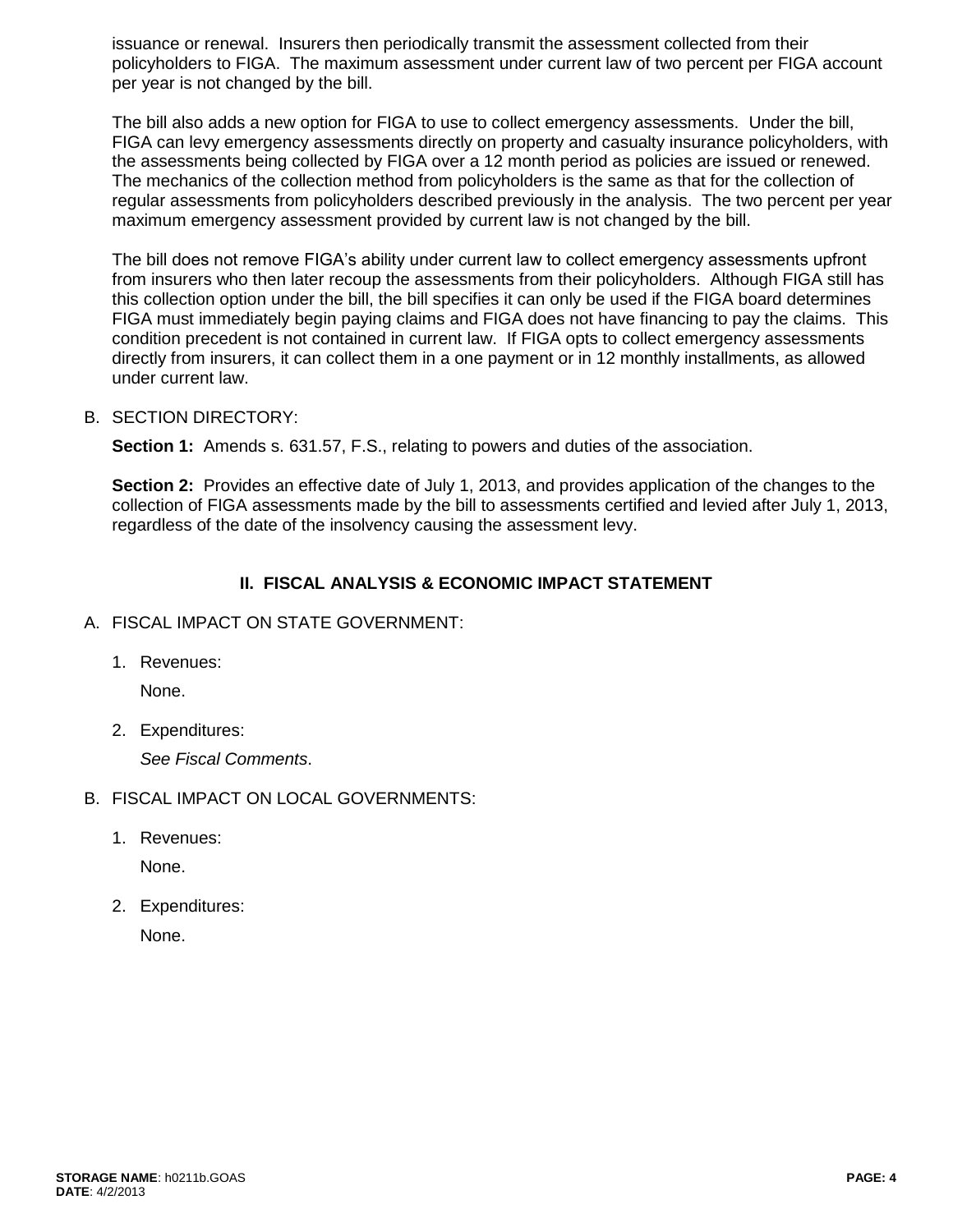issuance or renewal. Insurers then periodically transmit the assessment collected from their policyholders to FIGA. The maximum assessment under current law of two percent per FIGA account per year is not changed by the bill.

The bill also adds a new option for FIGA to use to collect emergency assessments. Under the bill, FIGA can levy emergency assessments directly on property and casualty insurance policyholders, with the assessments being collected by FIGA over a 12 month period as policies are issued or renewed. The mechanics of the collection method from policyholders is the same as that for the collection of regular assessments from policyholders described previously in the analysis. The two percent per year maximum emergency assessment provided by current law is not changed by the bill.

The bill does not remove FIGA's ability under current law to collect emergency assessments upfront from insurers who then later recoup the assessments from their policyholders. Although FIGA still has this collection option under the bill, the bill specifies it can only be used if the FIGA board determines FIGA must immediately begin paying claims and FIGA does not have financing to pay the claims. This condition precedent is not contained in current law. If FIGA opts to collect emergency assessments directly from insurers, it can collect them in a one payment or in 12 monthly installments, as allowed under current law.

B. SECTION DIRECTORY:

**Section 1:** Amends s. 631.57, F.S., relating to powers and duties of the association.

**Section 2:** Provides an effective date of July 1, 2013, and provides application of the changes to the collection of FIGA assessments made by the bill to assessments certified and levied after July 1, 2013, regardless of the date of the insolvency causing the assessment levy.

## II. FISCAL ANALYSIS & ECONOMIC IMPACT STATEMENT

A. FISCAL IMPACT ON STATE GOVERNMENT:

1. Revenues:

   None.

2. Expenditures:

   *See Fiscal Comments*.

B. FISCAL IMPACT ON LOCAL GOVERNMENTS:

1. Revenues:

   None.

2. Expenditures:

   None.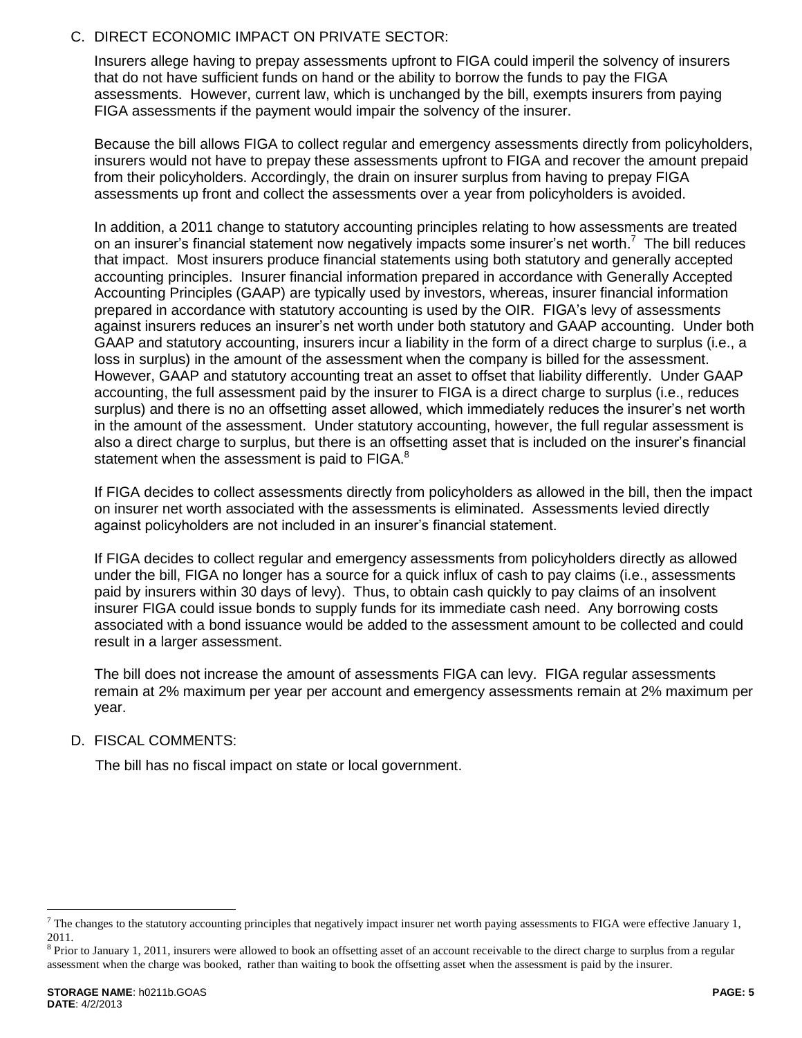## C. DIRECT ECONOMIC IMPACT ON PRIVATE SECTOR:

Insurers allege having to prepay assessments upfront to FIGA could imperil the solvency of insurers that do not have sufficient funds on hand or the ability to borrow the funds to pay the FIGA assessments. However, current law, which is unchanged by the bill, exempts insurers from paying FIGA assessments if the payment would impair the solvency of the insurer.

Because the bill allows FIGA to collect regular and emergency assessments directly from policyholders, insurers would not have to prepay these assessments upfront to FIGA and recover the amount prepaid from their policyholders. Accordingly, the drain on insurer surplus from having to prepay FIGA assessments up front and collect the assessments over a year from policyholders is avoided.

In addition, a 2011 change to statutory accounting principles relating to how assessments are treated on an insurer's financial statement now negatively impacts some insurer's net worth.[7] The bill reduces that impact. Most insurers produce financial statements using both statutory and generally accepted accounting principles. Insurer financial information prepared in accordance with Generally Accepted Accounting Principles (GAAP) are typically used by investors, whereas, insurer financial information prepared in accordance with statutory accounting is used by the OIR. FIGA's levy of assessments against insurers reduces an insurer's net worth under both statutory and GAAP accounting. Under both GAAP and statutory accounting, insurers incur a liability in the form of a direct charge to surplus (i.e., a loss in surplus) in the amount of the assessment when the company is billed for the assessment. However, GAAP and statutory accounting treat an asset to offset that liability differently. Under GAAP accounting, the full assessment paid by the insurer to FIGA is a direct charge to surplus (i.e., reduces surplus) and there is no an offsetting asset allowed, which immediately reduces the insurer's net worth in the amount of the assessment. Under statutory accounting, however, the full regular assessment is also a direct charge to surplus, but there is an offsetting asset that is included on the insurer's financial statement when the assessment is paid to FIGA.[8]

If FIGA decides to collect assessments directly from policyholders as allowed in the bill, then the impact on insurer net worth associated with the assessments is eliminated. Assessments levied directly against policyholders are not included in an insurer's financial statement.

If FIGA decides to collect regular and emergency assessments from policyholders directly as allowed under the bill, FIGA no longer has a source for a quick influx of cash to pay claims (i.e., assessments paid by insurers within 30 days of levy). Thus, to obtain cash quickly to pay claims of an insolvent insurer FIGA could issue bonds to supply funds for its immediate cash need. Any borrowing costs associated with a bond issuance would be added to the assessment amount to be collected and could result in a larger assessment.

The bill does not increase the amount of assessments FIGA can levy. FIGA regular assessments remain at 2% maximum per year per account and emergency assessments remain at 2% maximum per year.

## D. FISCAL COMMENTS:

The bill has no fiscal impact on state or local government.

---

[7] The changes to the statutory accounting principles that negatively impact insurer net worth paying assessments to FIGA were effective January 1, 2011.

[8] Prior to January 1, 2011, insurers were allowed to book an offsetting asset of an account receivable to the direct charge to surplus from a regular assessment when the charge was booked, rather than waiting to book the offsetting asset when the assessment is paid by the insurer.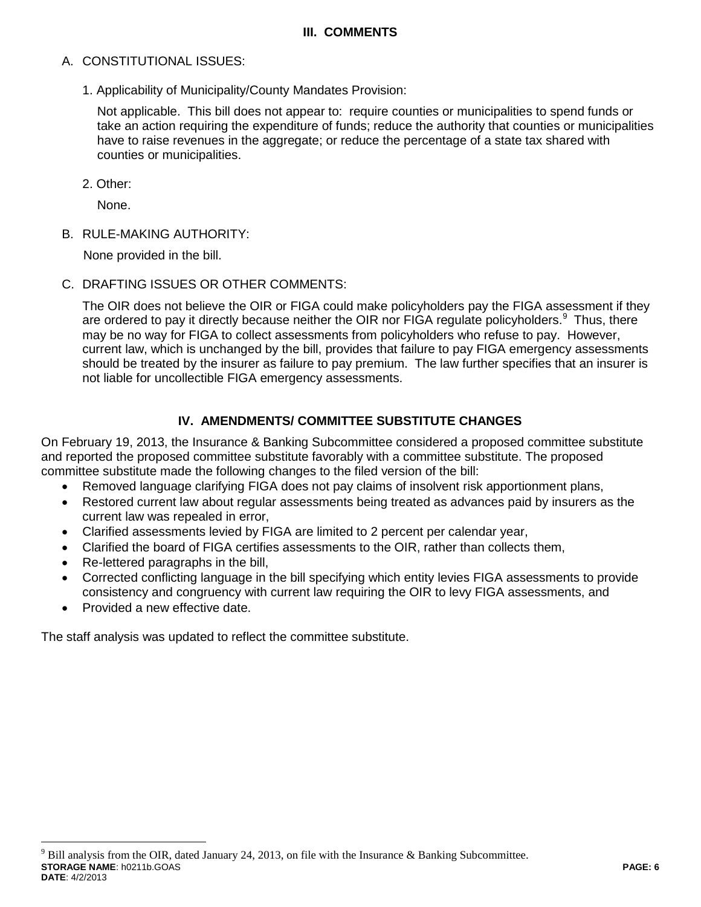## III. COMMENTS

A. CONSTITUTIONAL ISSUES:

1. Applicability of Municipality/County Mandates Provision:

   Not applicable. This bill does not appear to: require counties or municipalities to spend funds or take an action requiring the expenditure of funds; reduce the authority that counties or municipalities have to raise revenues in the aggregate; or reduce the percentage of a state tax shared with counties or municipalities.

2. Other:

   None.

B. RULE-MAKING AUTHORITY:

   None provided in the bill.

C. DRAFTING ISSUES OR OTHER COMMENTS:

   The OIR does not believe the OIR or FIGA could make policyholders pay the FIGA assessment if they are ordered to pay it directly because neither the OIR nor FIGA regulate policyholders.[9] Thus, there may be no way for FIGA to collect assessments from policyholders who refuse to pay. However, current law, which is unchanged by the bill, provides that failure to pay FIGA emergency assessments should be treated by the insurer as failure to pay premium. The law further specifies that an insurer is not liable for uncollectible FIGA emergency assessments.

## IV. AMENDMENTS/ COMMITTEE SUBSTITUTE CHANGES

On February 19, 2013, the Insurance & Banking Subcommittee considered a proposed committee substitute and reported the proposed committee substitute favorably with a committee substitute. The proposed committee substitute made the following changes to the filed version of the bill:

- Removed language clarifying FIGA does not pay claims of insolvent risk apportionment plans,
- Restored current law about regular assessments being treated as advances paid by insurers as the current law was repealed in error,
- Clarified assessments levied by FIGA are limited to 2 percent per calendar year,
- Clarified the board of FIGA certifies assessments to the OIR, rather than collects them,
- Re-lettered paragraphs in the bill,
- Corrected conflicting language in the bill specifying which entity levies FIGA assessments to provide consistency and congruency with current law requiring the OIR to levy FIGA assessments, and
- Provided a new effective date.

The staff analysis was updated to reflect the committee substitute.

[9] Bill analysis from the OIR, dated January 24, 2013, on file with the Insurance & Banking Subcommittee.